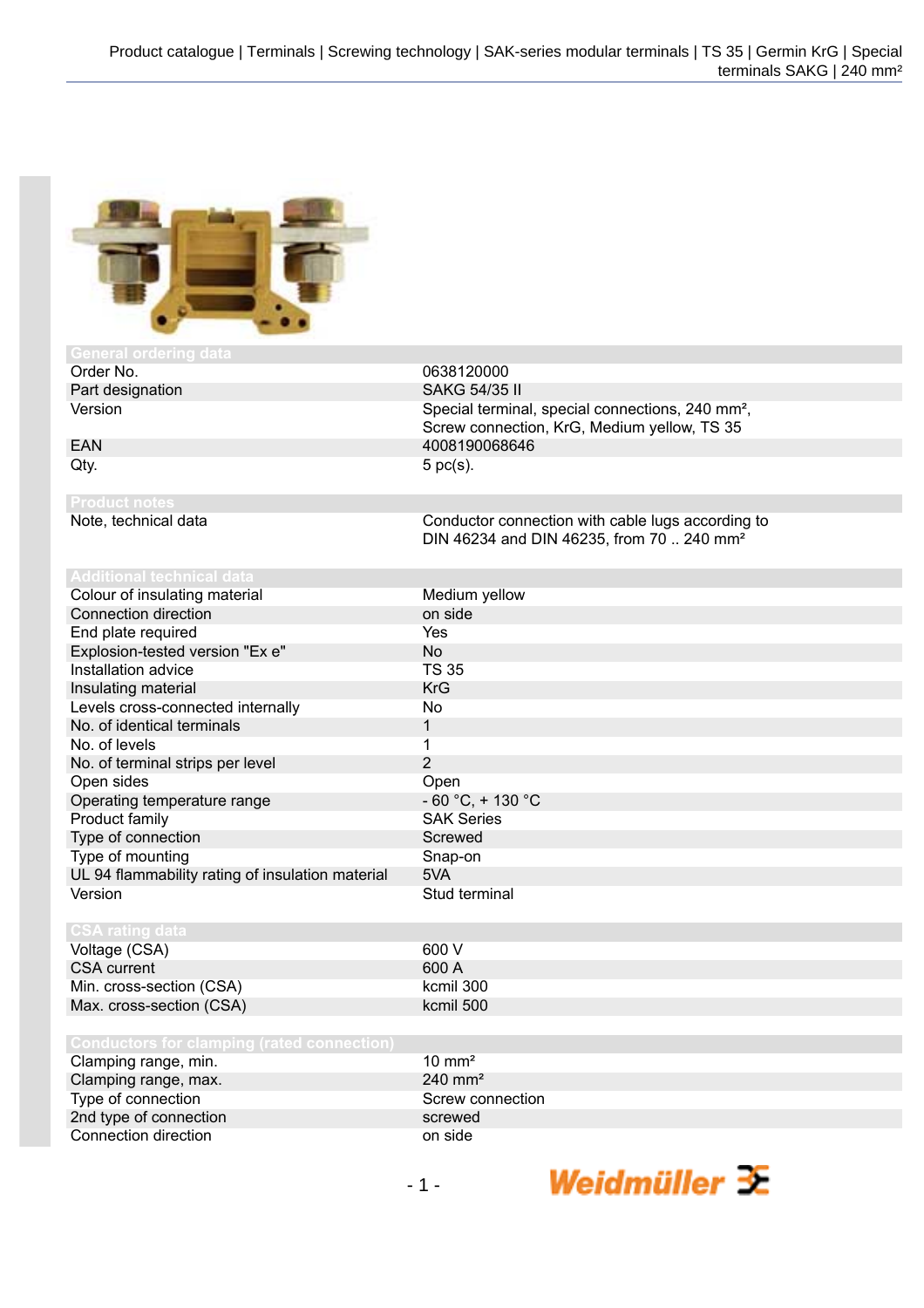## General ordering data

| | |
|---|---|
| Order No. | 0638120000 |
| Part designation | SAKG 54/35 II |
| Version | Special terminal, special connections, 240 mm², Screw connection, KrG, Medium yellow, TS 35 |
| EAN | 4008190068646 |
| Qty. | 5 pc(s). |

## Product notes

| | |
|---|---|
| Note, technical data | Conductor connection with cable lugs according to DIN 46234 and DIN 46235, from 70 .. 240 mm² |

## Additional technical data

| | |
|---|---|
| Colour of insulating material | Medium yellow |
| Connection direction | on side |
| End plate required | Yes |
| Explosion-tested version "Ex e" | No |
| Installation advice | TS 35 |
| Insulating material | KrG |
| Levels cross-connected internally | No |
| No. of identical terminals | 1 |
| No. of levels | 1 |
| No. of terminal strips per level | 2 |
| Open sides | Open |
| Operating temperature range | - 60 °C, + 130 °C |
| Product family | SAK Series |
| Type of connection | Screwed |
| Type of mounting | Snap-on |
| UL 94 flammability rating of insulation material | 5VA |
| Version | Stud terminal |

## CSA rating data

| | |
|---|---|
| Voltage (CSA) | 600 V |
| CSA current | 600 A |
| Min. cross-section (CSA) | kcmil 300 |
| Max. cross-section (CSA) | kcmil 500 |

## Conductors for clamping (rated connection)

| | |
|---|---|
| Clamping range, min. | 10 mm² |
| Clamping range, max. | 240 mm² |
| Type of connection | Screw connection |
| 2nd type of connection | screwed |
| Connection direction | on side |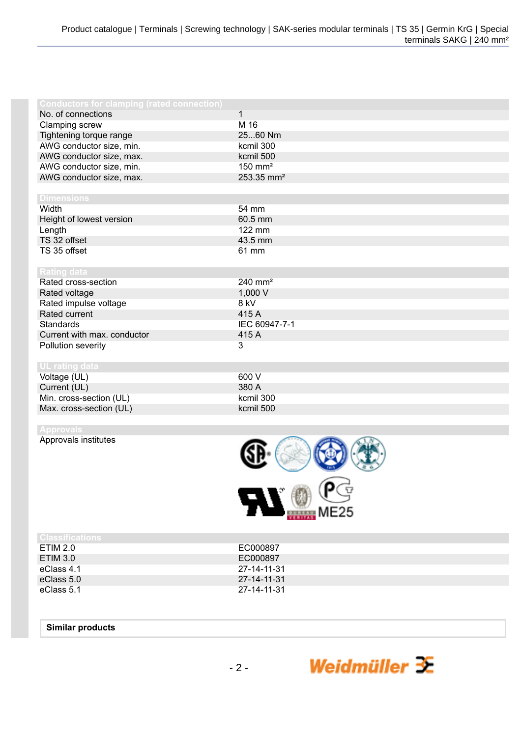## Conductors for clamping (rated connection)

| | |
|---|---|
| No. of connections | 1 |
| Clamping screw | M 16 |
| Tightening torque range | 25...60 Nm |
| AWG conductor size, min. | kcmil 300 |
| AWG conductor size, max. | kcmil 500 |
| AWG conductor size, min. | 150 mm² |
| AWG conductor size, max. | 253.35 mm² |

## Dimensions

| | |
|---|---|
| Width | 54 mm |
| Height of lowest version | 60.5 mm |
| Length | 122 mm |
| TS 32 offset | 43.5 mm |
| TS 35 offset | 61 mm |

## Rating data

| | |
|---|---|
| Rated cross-section | 240 mm² |
| Rated voltage | 1,000 V |
| Rated impulse voltage | 8 kV |
| Rated current | 415 A |
| Standards | IEC 60947-7-1 |
| Current with max. conductor | 415 A |
| Pollution severity | 3 |

## UL rating data

| | |
|---|---|
| Voltage (UL) | 600 V |
| Current (UL) | 380 A |
| Min. cross-section (UL) | kcmil 300 |
| Max. cross-section (UL) | kcmil 500 |

## Approvals

Approvals institutes

## Classifications

| | |
|---|---|
| ETIM 2.0 | EC000897 |
| ETIM 3.0 | EC000897 |
| eClass 4.1 | 27-14-11-31 |
| eClass 5.0 | 27-14-11-31 |
| eClass 5.1 | 27-14-11-31 |

**Similar products**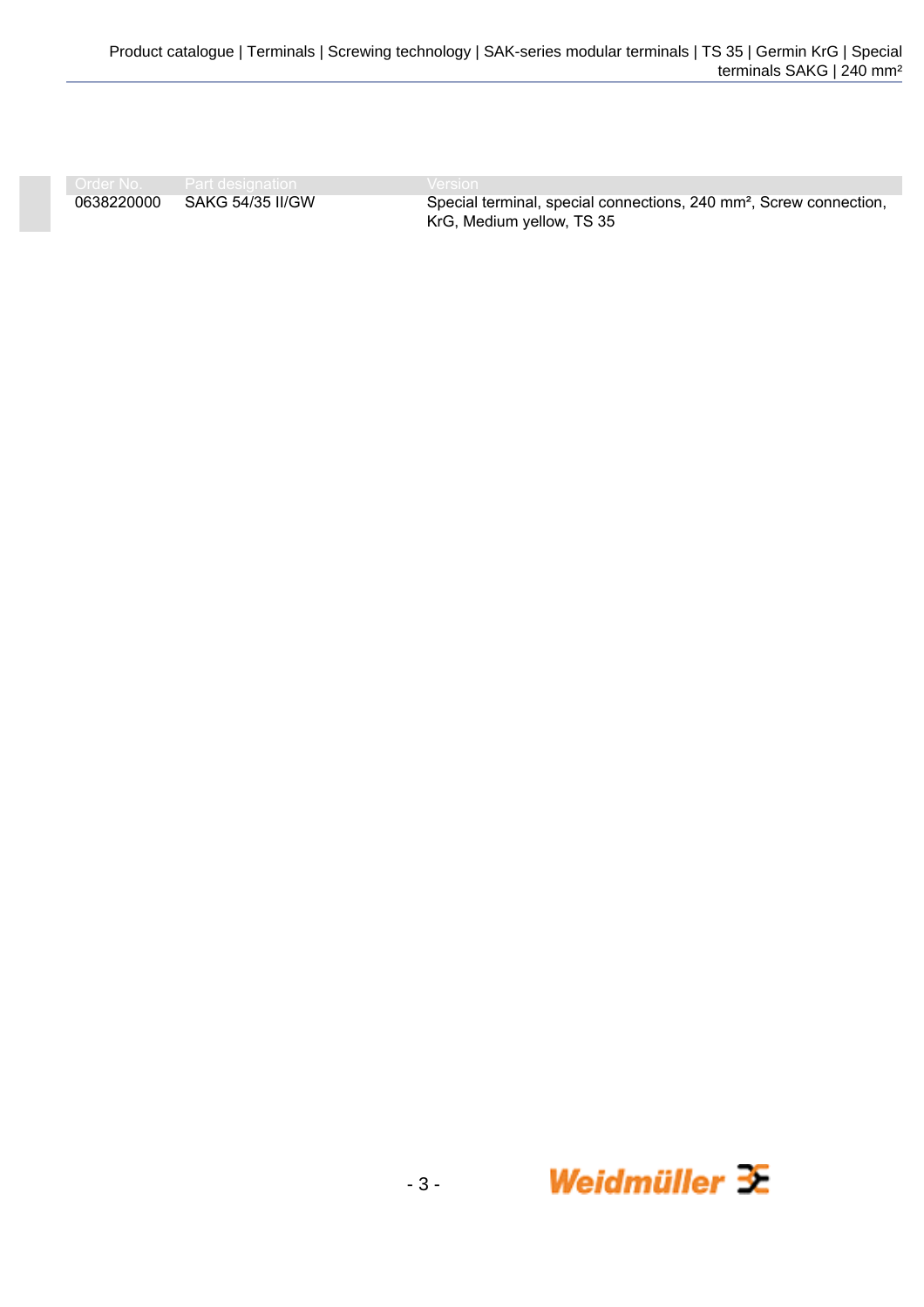| Order No. | Part designation | Version |
| --- | --- | --- |
| 0638220000 | SAKG 54/35 II/GW | Special terminal, special connections, 240 mm², Screw connection, KrG, Medium yellow, TS 35 |